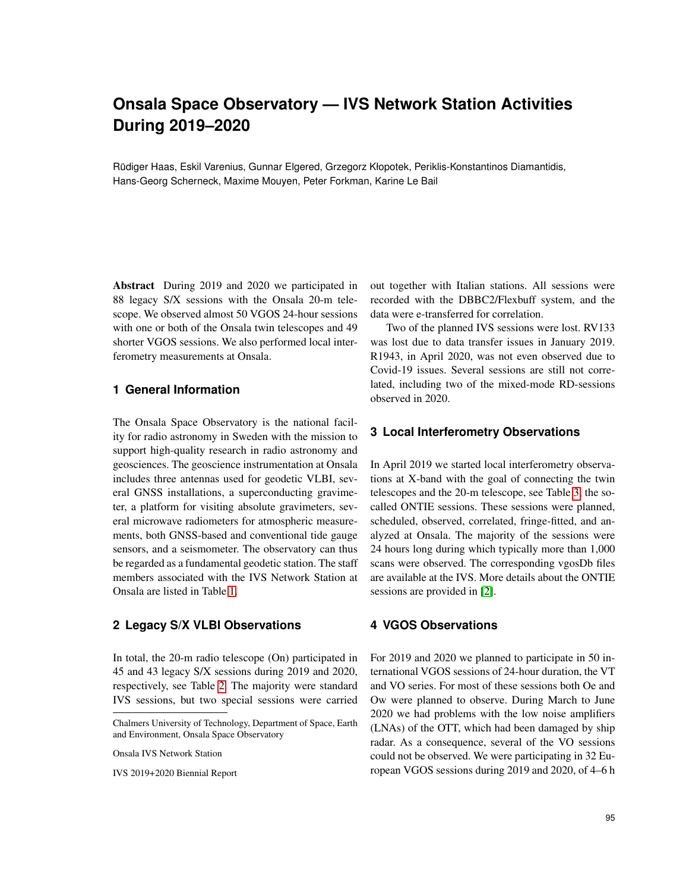# Onsala Space Observatory — IVS Network Station Activities During 2019–2020

Rüdiger Haas, Eskil Varenius, Gunnar Elgered, Grzegorz Kłopotek, Periklis-Konstantinos Diamantidis, Hans-Georg Scherneck, Maxime Mouyen, Peter Forkman, Karine Le Bail

**Abstract** During 2019 and 2020 we participated in 88 legacy S/X sessions with the Onsala 20-m telescope. We observed almost 50 VGOS 24-hour sessions with one or both of the Onsala twin telescopes and 49 shorter VGOS sessions. We also performed local interferometry measurements at Onsala.

## 1 General Information

The Onsala Space Observatory is the national facility for radio astronomy in Sweden with the mission to support high-quality research in radio astronomy and geosciences. The geoscience instrumentation at Onsala includes three antennas used for geodetic VLBI, several GNSS installations, a superconducting gravimeter, a platform for visiting absolute gravimeters, several microwave radiometers for atmospheric measurements, both GNSS-based and conventional tide gauge sensors, and a seismometer. The observatory can thus be regarded as a fundamental geodetic station. The staff members associated with the IVS Network Station at Onsala are listed in Table 1.

## 2 Legacy S/X VLBI Observations

In total, the 20-m radio telescope (On) participated in 45 and 43 legacy S/X sessions during 2019 and 2020, respectively, see Table 2. The majority were standard IVS sessions, but two special sessions were carried out together with Italian stations. All sessions were recorded with the DBBC2/Flexbuff system, and the data were e-transferred for correlation.

Two of the planned IVS sessions were lost. RV133 was lost due to data transfer issues in January 2019. R1943, in April 2020, was not even observed due to Covid-19 issues. Several sessions are still not correlated, including two of the mixed-mode RD-sessions observed in 2020.

## 3 Local Interferometry Observations

In April 2019 we started local interferometry observations at X-band with the goal of connecting the twin telescopes and the 20-m telescope, see Table 3, the so-called ONTIE sessions. These sessions were planned, scheduled, observed, correlated, fringe-fitted, and analyzed at Onsala. The majority of the sessions were 24 hours long during which typically more than 1,000 scans were observed. The corresponding vgosDb files are available at the IVS. More details about the ONTIE sessions are provided in [2].

## 4 VGOS Observations

For 2019 and 2020 we planned to participate in 50 international VGOS sessions of 24-hour duration, the VT and VO series. For most of these sessions both Oe and Ow were planned to observe. During March to June 2020 we had problems with the low noise amplifiers (LNAs) of the OTT, which had been damaged by ship radar. As a consequence, several of the VO sessions could not be observed. We were participating in 32 European VGOS sessions during 2019 and 2020, of 4–6 h

Chalmers University of Technology, Department of Space, Earth and Environment, Onsala Space Observatory

Onsala IVS Network Station

IVS 2019+2020 Biennial Report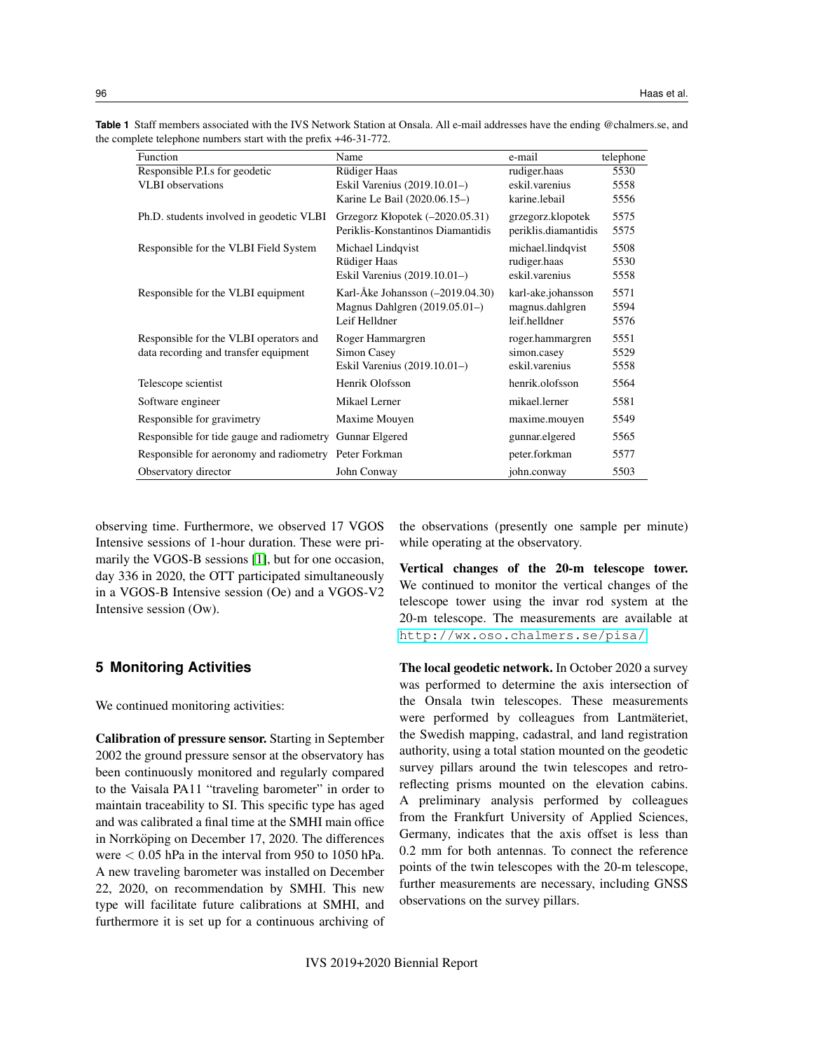**Table 1** Staff members associated with the IVS Network Station at Onsala. All e-mail addresses have the ending @chalmers.se, and the complete telephone numbers start with the prefix +46-31-772.

| Function | Name | e-mail | telephone |
|---|---|---|---|
| Responsible P.I.s for geodetic VLBI observations | Rüdiger Haas | rudiger.haas | 5530 |
| | Eskil Varenius (2019.10.01–) | eskil.varenius | 5558 |
| | Karine Le Bail (2020.06.15–) | karine.lebail | 5556 |
| Ph.D. students involved in geodetic VLBI | Grzegorz Kłopotek (–2020.05.31) | grzegorz.klopotek | 5575 |
| | Periklis-Konstantinos Diamantidis | periklis.diamantidis | 5575 |
| Responsible for the VLBI Field System | Michael Lindqvist | michael.lindqvist | 5508 |
| | Rüdiger Haas | rudiger.haas | 5530 |
| | Eskil Varenius (2019.10.01–) | eskil.varenius | 5558 |
| Responsible for the VLBI equipment | Karl-Åke Johansson (–2019.04.30) | karl-ake.johansson | 5571 |
| | Magnus Dahlgren (2019.05.01–) | magnus.dahlgren | 5594 |
| | Leif Helldner | leif.helldner | 5576 |
| Responsible for the VLBI operators and data recording and transfer equipment | Roger Hammargren | roger.hammargren | 5551 |
| | Simon Casey | simon.casey | 5529 |
| | Eskil Varenius (2019.10.01–) | eskil.varenius | 5558 |
| Telescope scientist | Henrik Olofsson | henrik.olofsson | 5564 |
| Software engineer | Mikael Lerner | mikael.lerner | 5581 |
| Responsible for gravimetry | Maxime Mouyen | maxime.mouyen | 5549 |
| Responsible for tide gauge and radiometry | Gunnar Elgered | gunnar.elgered | 5565 |
| Responsible for aeronomy and radiometry | Peter Forkman | peter.forkman | 5577 |
| Observatory director | John Conway | john.conway | 5503 |

observing time. Furthermore, we observed 17 VGOS Intensive sessions of 1-hour duration. These were primarily the VGOS-B sessions [1], but for one occasion, day 336 in 2020, the OTT participated simultaneously in a VGOS-B Intensive session (Oe) and a VGOS-V2 Intensive session (Ow).

## 5 Monitoring Activities

We continued monitoring activities:

**Calibration of pressure sensor.** Starting in September 2002 the ground pressure sensor at the observatory has been continuously monitored and regularly compared to the Vaisala PA11 "traveling barometer" in order to maintain traceability to SI. This specific type has aged and was calibrated a final time at the SMHI main office in Norrköping on December 17, 2020. The differences were $< 0.05$ hPa in the interval from 950 to 1050 hPa. A new traveling barometer was installed on December 22, 2020, on recommendation by SMHI. This new type will facilitate future calibrations at SMHI, and furthermore it is set up for a continuous archiving of the observations (presently one sample per minute) while operating at the observatory.

**Vertical changes of the 20-m telescope tower.** We continued to monitor the vertical changes of the telescope tower using the invar rod system at the 20-m telescope. The measurements are available at http://wx.oso.chalmers.se/pisa/.

**The local geodetic network.** In October 2020 a survey was performed to determine the axis intersection of the Onsala twin telescopes. These measurements were performed by colleagues from Lantmäteriet, the Swedish mapping, cadastral, and land registration authority, using a total station mounted on the geodetic survey pillars around the twin telescopes and retroreflecting prisms mounted on the elevation cabins. A preliminary analysis performed by colleagues from the Frankfurt University of Applied Sciences, Germany, indicates that the axis offset is less than 0.2 mm for both antennas. To connect the reference points of the twin telescopes with the 20-m telescope, further measurements are necessary, including GNSS observations on the survey pillars.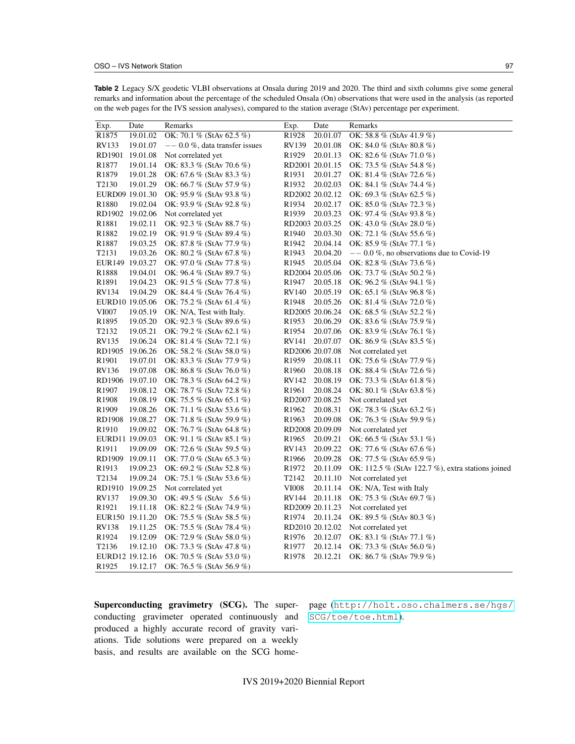**Table 2** Legacy S/X geodetic VLBI observations at Onsala during 2019 and 2020. The third and sixth columns give some general remarks and information about the percentage of the scheduled Onsala (On) observations that were used in the analysis (as reported on the web pages for the IVS session analyses), compared to the station average (StAv) percentage per experiment.

| Exp. | Date | Remarks | Exp. | Date | Remarks |
|---|---|---|---|---|---|
| R1875 | 19.01.02 | OK: 70.1 % (StAv 62.5 %) | R1928 | 20.01.07 | OK: 58.8 % (StAv 41.9 %) |
| RV133 | 19.01.07 | −− 0.0 %, data transfer issues | RV139 | 20.01.08 | OK: 84.0 % (StAv 80.8 %) |
| RD1901 | 19.01.08 | Not correlated yet | R1929 | 20.01.13 | OK: 82.6 % (StAv 71.0 %) |
| R1877 | 19.01.14 | OK: 83.3 % (StAv 70.6 %) | RD2001 | 20.01.15 | OK: 73.5 % (StAv 54.8 %) |
| R1879 | 19.01.28 | OK: 67.6 % (StAv 83.3 %) | R1931 | 20.01.27 | OK: 81.4 % (StAv 72.6 %) |
| T2130 | 19.01.29 | OK: 66.7 % (StAv 57.9 %) | R1932 | 20.02.03 | OK: 84.1 % (StAv 74.4 %) |
| EURD09 | 19.01.30 | OK: 95.9 % (StAv 93.8 %) | RD2002 | 20.02.12 | OK: 69.3 % (StAv 62.5 %) |
| R1880 | 19.02.04 | OK: 93.9 % (StAv 92.8 %) | R1934 | 20.02.17 | OK: 85.0 % (StAv 72.3 %) |
| RD1902 | 19.02.06 | Not correlated yet | R1939 | 20.03.23 | OK: 97.4 % (StAv 93.8 %) |
| R1881 | 19.02.11 | OK: 92.3 % (StAv 88.7 %) | RD2003 | 20.03.25 | OK: 43.0 % (StAv 28.0 %) |
| R1882 | 19.02.19 | OK: 91.9 % (StAv 89.4 %) | R1940 | 20.03.30 | OK: 72.1 % (StAv 55.6 %) |
| R1887 | 19.03.25 | OK: 87.8 % (StAv 77.9 %) | R1942 | 20.04.14 | OK: 85.9 % (StAv 77.1 %) |
| T2131 | 19.03.26 | OK: 80.2 % (StAv 67.8 %) | R1943 | 20.04.20 | −− 0.0 %, no observations due to Covid-19 |
| EUR149 | 19.03.27 | OK: 97.0 % (StAv 77.8 %) | R1945 | 20.05.04 | OK: 82.8 % (StAv 73.6 %) |
| R1888 | 19.04.01 | OK: 96.4 % (StAv 89.7 %) | RD2004 | 20.05.06 | OK: 73.7 % (StAv 50.2 %) |
| R1891 | 19.04.23 | OK: 91.5 % (StAv 77.8 %) | R1947 | 20.05.18 | OK: 96.2 % (StAv 94.1 %) |
| RV134 | 19.04.29 | OK: 84.4 % (StAv 76.4 %) | RV140 | 20.05.19 | OK: 65.1 % (StAv 96.8 %) |
| EURD10 | 19.05.06 | OK: 75.2 % (StAv 61.4 %) | R1948 | 20.05.26 | OK: 81.4 % (StAv 72.0 %) |
| VI007 | 19.05.19 | OK: N/A, Test with Italy. | RD2005 | 20.06.24 | OK: 68.5 % (StAv 52.2 %) |
| R1895 | 19.05.20 | OK: 92.3 % (StAv 89.6 %) | R1953 | 20.06.29 | OK: 83.6 % (StAv 75.9 %) |
| T2132 | 19.05.21 | OK: 79.2 % (StAv 62.1 %) | R1954 | 20.07.06 | OK: 83.9 % (StAv 76.1 %) |
| RV135 | 19.06.24 | OK: 81.4 % (StAv 72.1 %) | RV141 | 20.07.07 | OK: 86.9 % (StAv 83.5 %) |
| RD1905 | 19.06.26 | OK: 58.2 % (StAv 58.0 %) | RD2006 | 20.07.08 | Not correlated yet |
| R1901 | 19.07.01 | OK: 83.3 % (StAv 77.9 %) | R1959 | 20.08.11 | OK: 75.6 % (StAv 77.9 %) |
| RV136 | 19.07.08 | OK: 86.8 % (StAv 76.0 %) | R1960 | 20.08.18 | OK: 88.4 % (StAv 72.6 %) |
| RD1906 | 19.07.10 | OK: 78.3 % (StAv 64.2 %) | RV142 | 20.08.19 | OK: 73.3 % (StAv 61.8 %) |
| R1907 | 19.08.12 | OK: 78.7 % (StAv 72.8 %) | R1961 | 20.08.24 | OK: 80.1 % (StAv 63.8 %) |
| R1908 | 19.08.19 | OK: 75.5 % (StAv 65.1 %) | RD2007 | 20.08.25 | Not correlated yet |
| R1909 | 19.08.26 | OK: 71.1 % (StAv 53.6 %) | R1962 | 20.08.31 | OK: 78.3 % (StAv 63.2 %) |
| RD1908 | 19.08.27 | OK: 71.8 % (StAv 59.9 %) | R1963 | 20.09.08 | OK: 76.3 % (StAv 59.9 %) |
| R1910 | 19.09.02 | OK: 76.7 % (StAv 64.8 %) | RD2008 | 20.09.09 | Not correlated yet |
| EURD11 | 19.09.03 | OK: 91.1 % (StAv 85.1 %) | R1965 | 20.09.21 | OK: 66.5 % (StAv 53.1 %) |
| R1911 | 19.09.09 | OK: 72.6 % (StAv 59.5 %) | RV143 | 20.09.22 | OK: 77.6 % (StAv 67.6 %) |
| RD1909 | 19.09.11 | OK: 77.0 % (StAv 65.3 %) | R1966 | 20.09.28 | OK: 77.5 % (StAv 65.9 %) |
| R1913 | 19.09.23 | OK: 69.2 % (StAv 52.8 %) | R1972 | 20.11.09 | OK: 112.5 % (StAv 122.7 %), extra stations joined |
| T2134 | 19.09.24 | OK: 75.1 % (StAv 53.6 %) | T2142 | 20.11.10 | Not correlated yet |
| RD1910 | 19.09.25 | Not correlated yet | VI008 | 20.11.14 | OK: N/A, Test with Italy |
| RV137 | 19.09.30 | OK: 49.5 % (StAv 5.6 %) | RV144 | 20.11.18 | OK: 75.3 % (StAv 69.7 %) |
| R1921 | 19.11.18 | OK: 82.2 % (StAv 74.9 %) | RD2009 | 20.11.23 | Not correlated yet |
| EUR150 | 19.11.20 | OK: 75.5 % (StAv 58.5 %) | R1974 | 20.11.24 | OK: 89.5 % (StAv 80.3 %) |
| RV138 | 19.11.25 | OK: 75.5 % (StAv 78.4 %) | RD2010 | 20.12.02 | Not correlated yet |
| R1924 | 19.12.09 | OK: 72.9 % (StAv 58.0 %) | R1976 | 20.12.07 | OK: 83.1 % (StAv 77.1 %) |
| T2136 | 19.12.10 | OK: 73.3 % (StAv 47.8 %) | R1977 | 20.12.14 | OK: 73.3 % (StAv 56.0 %) |
| EURD12 | 19.12.16 | OK: 70.5 % (StAv 53.0 %) | R1978 | 20.12.21 | OK: 86.7 % (StAv 79.9 %) |
| R1925 | 19.12.17 | OK: 76.5 % (StAv 56.9 %) | | | |

**Superconducting gravimetry (SCG).** The superconducting gravimeter operated continuously and produced a highly accurate record of gravity variations. Tide solutions were prepared on a weekly basis, and results are available on the SCG homepage (http://holt.oso.chalmers.se/hgs/SCG/toe/toe.html).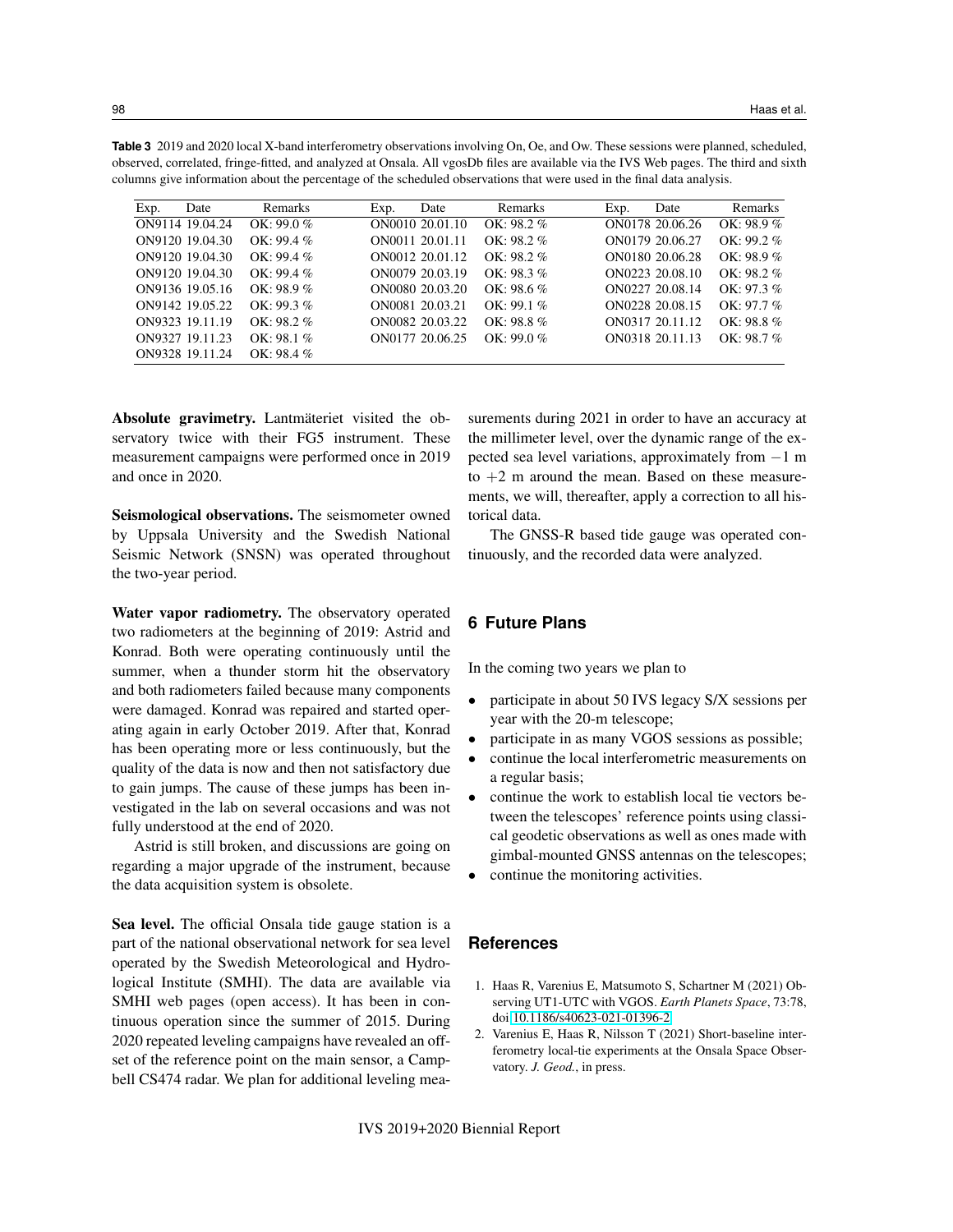**Table 3** 2019 and 2020 local X-band interferometry observations involving On, Oe, and Ow. These sessions were planned, scheduled, observed, correlated, fringe-fitted, and analyzed at Onsala. All vgosDb files are available via the IVS Web pages. The third and sixth columns give information about the percentage of the scheduled observations that were used in the final data analysis.

| Exp. | Date | Remarks | Exp. | Date | Remarks | Exp. | Date | Remarks |
|---|---|---|---|---|---|---|---|---|
| ON9114 | 19.04.24 | OK: 99.0 % | ON0010 | 20.01.10 | OK: 98.2 % | ON0178 | 20.06.26 | OK: 98.9 % |
| ON9120 | 19.04.30 | OK: 99.4 % | ON0011 | 20.01.11 | OK: 98.2 % | ON0179 | 20.06.27 | OK: 99.2 % |
| ON9120 | 19.04.30 | OK: 99.4 % | ON0012 | 20.01.12 | OK: 98.2 % | ON0180 | 20.06.28 | OK: 98.9 % |
| ON9120 | 19.04.30 | OK: 99.4 % | ON0079 | 20.03.19 | OK: 98.3 % | ON0223 | 20.08.10 | OK: 98.2 % |
| ON9136 | 19.05.16 | OK: 98.9 % | ON0080 | 20.03.20 | OK: 98.6 % | ON0227 | 20.08.14 | OK: 97.3 % |
| ON9142 | 19.05.22 | OK: 99.3 % | ON0081 | 20.03.21 | OK: 99.1 % | ON0228 | 20.08.15 | OK: 97.7 % |
| ON9323 | 19.11.19 | OK: 98.2 % | ON0082 | 20.03.22 | OK: 98.8 % | ON0317 | 20.11.12 | OK: 98.8 % |
| ON9327 | 19.11.23 | OK: 98.1 % | ON0177 | 20.06.25 | OK: 99.0 % | ON0318 | 20.11.13 | OK: 98.7 % |
| ON9328 | 19.11.24 | OK: 98.4 % | | | | | | |

**Absolute gravimetry.** Lantmäteriet visited the observatory twice with their FG5 instrument. These measurement campaigns were performed once in 2019 and once in 2020.

**Seismological observations.** The seismometer owned by Uppsala University and the Swedish National Seismic Network (SNSN) was operated throughout the two-year period.

**Water vapor radiometry.** The observatory operated two radiometers at the beginning of 2019: Astrid and Konrad. Both were operating continuously until the summer, when a thunder storm hit the observatory and both radiometers failed because many components were damaged. Konrad was repaired and started operating again in early October 2019. After that, Konrad has been operating more or less continuously, but the quality of the data is now and then not satisfactory due to gain jumps. The cause of these jumps has been investigated in the lab on several occasions and was not fully understood at the end of 2020.

Astrid is still broken, and discussions are going on regarding a major upgrade of the instrument, because the data acquisition system is obsolete.

**Sea level.** The official Onsala tide gauge station is a part of the national observational network for sea level operated by the Swedish Meteorological and Hydrological Institute (SMHI). The data are available via SMHI web pages (open access). It has been in continuous operation since the summer of 2015. During 2020 repeated leveling campaigns have revealed an offset of the reference point on the main sensor, a Campbell CS474 radar. We plan for additional leveling measurements during 2021 in order to have an accuracy at the millimeter level, over the dynamic range of the expected sea level variations, approximately from $-1$ m to $+2$ m around the mean. Based on these measurements, we will, thereafter, apply a correction to all historical data.

The GNSS-R based tide gauge was operated continuously, and the recorded data were analyzed.

## 6 Future Plans

In the coming two years we plan to

- participate in about 50 IVS legacy S/X sessions per year with the 20-m telescope;
- participate in as many VGOS sessions as possible;
- continue the local interferometric measurements on a regular basis;
- continue the work to establish local tie vectors between the telescopes' reference points using classical geodetic observations as well as ones made with gimbal-mounted GNSS antennas on the telescopes;
- continue the monitoring activities.

## References

1. Haas R, Varenius E, Matsumoto S, Schartner M (2021) Observing UT1-UTC with VGOS. *Earth Planets Space*, 73:78, doi 10.1186/s40623-021-01396-2
2. Varenius E, Haas R, Nilsson T (2021) Short-baseline interferometry local-tie experiments at the Onsala Space Observatory. *J. Geod.*, in press.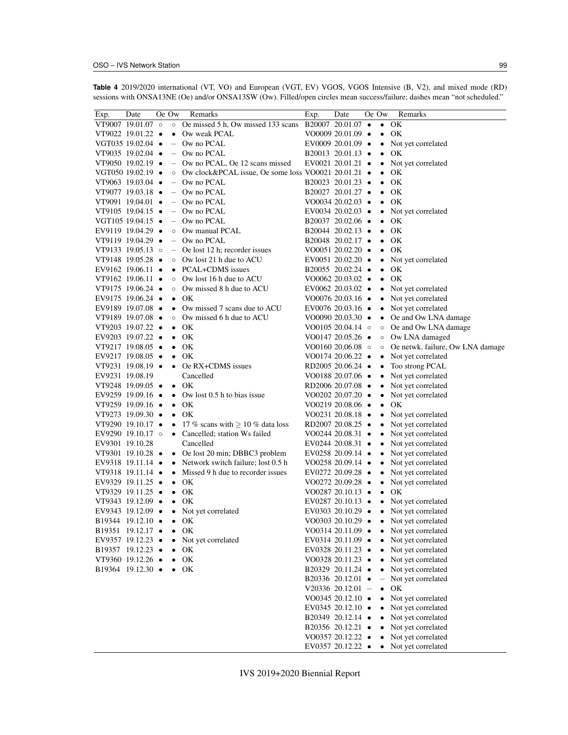**Table 4** 2019/2020 international (VT, VO) and European (VGT, EV) VGOS, VGOS Intensive (B, V2), and mixed mode (RD) sessions with ONSA13NE (Oe) and/or ONSA13SW (Ow). Filled/open circles mean success/failure; dashes mean "not scheduled."

| Exp. | Date | Oe | Ow | Remarks | Exp. | Date | Oe | Ow | Remarks |
|---|---|---|---|---|---|---|---|---|---|
| VT9007 | 19.01.07 | ○ | ○ | Oe missed 5 h, Ow missed 133 scans | B20007 | 20.01.07 | ● | ● | OK |
| VT9022 | 19.01.22 | ● | ● | Ow weak PCAL | VO0009 | 20.01.09 | ● | ● | OK |
| VGT035 | 19.02.04 | ● | – | Ow no PCAL | EV0009 | 20.01.09 | ● | ● | Not yet correlated |
| VT9035 | 19.02.04 | ● | – | Ow no PCAL | B20013 | 20.01.13 | ● | ● | OK |
| VT9050 | 19.02.19 | ● | – | Ow no PCAL, Oe 12 scans missed | EV0021 | 20.01.21 | ● | ● | Not yet correlated |
| VGT050 | 19.02.19 | ● | ○ | Ow clock&PCAL issue, Oe some loss | VO0021 | 20.01.21 | ● | ● | OK |
| VT9063 | 19.03.04 | ● | – | Ow no PCAL | B20023 | 20.01.23 | ● | ● | OK |
| VT9077 | 19.03.18 | ● | – | Ow no PCAL | B20027 | 20.01.27 | ● | ● | OK |
| VT9091 | 19.04.01 | ● | – | Ow no PCAL | VO0034 | 20.02.03 | ● | ● | OK |
| VT9105 | 19.04.15 | ● | – | Ow no PCAL | EV0034 | 20.02.03 | ● | ● | Not yet correlated |
| VGT105 | 19.04.15 | ● | – | Ow no PCAL | B20037 | 20.02.06 | ● | ● | OK |
| EV9119 | 19.04.29 | ● | ○ | Ow manual PCAL | B20044 | 20.02.13 | ● | ● | OK |
| VT9119 | 19.04.29 | ● | – | Ow no PCAL | B20048 | 20.02.17 | ● | ● | OK |
| VT9133 | 19.05.13 | ○ | – | Oe lost 12 h; recorder issues | VO0051 | 20.02.20 | ● | ● | OK |
| VT9148 | 19.05.28 | ● | ○ | Ow lost 21 h due to ACU | EV0051 | 20.02.20 | ● | ● | Not yet correlated |
| EV9162 | 19.06.11 | ● | ● | PCAL+CDMS issues | B20055 | 20.02.24 | ● | ● | OK |
| VT9162 | 19.06.11 | ● | ○ | Ow lost 16 h due to ACU | VO0062 | 20.03.02 | ● | ● | OK |
| VT9175 | 19.06.24 | ● | ○ | Ow missed 8 h due to ACU | EV0062 | 20.03.02 | ● | ● | Not yet correlated |
| EV9175 | 19.06.24 | ● | ● | OK | VO0076 | 20.03.16 | ● | ● | Not yet correlated |
| EV9189 | 19.07.08 | ● | ● | Ow missed 7 scans due to ACU | EV0076 | 20.03.16 | ● | ● | Not yet correlated |
| VT9189 | 19.07.08 | ● | ○ | Ow missed 6 h due to ACU | VO0090 | 20.03.30 | ● | ● | Oe and Ow LNA damage |
| VT9203 | 19.07.22 | ● | ● | OK | VO0105 | 20.04.14 | ○ | ○ | Oe and Ow LNA damage |
| EV9203 | 19.07.22 | ● | ● | OK | VO0147 | 20.05.26 | ● | ○ | Ow LNA damaged |
| VT9217 | 19.08.05 | ● | ● | OK | VO0160 | 20.06.08 | ○ | ○ | Oe netwk. failure, Ow LNA damage |
| EV9217 | 19.08.05 | ● | ● | OK | VO0174 | 20.06.22 | ● | ● | Not yet correlated |
| VT9231 | 19.08.19 | ● | ● | Oe RX+CDMS issues | RD2005 | 20.06.24 | ● | ● | Too strong PCAL |
| EV9231 | 19.08.19 | | | Cancelled | VO0188 | 20.07.06 | ● | ● | Not yet correlated |
| VT9248 | 19.09.05 | ● | ● | OK | RD2006 | 20.07.08 | ● | ● | Not yet correlated |
| EV9259 | 19.09.16 | ● | ● | Ow lost 0.5 h to bias issue | VO0202 | 20.07.20 | ● | ● | Not yet correlated |
| VT9259 | 19.09.16 | ● | ● | OK | VO0219 | 20.08.06 | ● | ● | OK |
| VT9273 | 19.09.30 | ● | ● | OK | VO0231 | 20.08.18 | ● | ● | Not yet correlated |
| VT9290 | 19.10.17 | ● | ● | 17 % scans with $\geq$ 10 % data loss | RD2007 | 20.08.25 | ● | ● | Not yet correlated |
| EV9290 | 19.10.17 | ○ | ● | Cancelled; station Ws failed | VO0244 | 20.08.31 | ● | ● | Not yet correlated |
| EV9301 | 19.10.28 | | | Cancelled | EV0244 | 20.08.31 | ● | ● | Not yet correlated |
| VT9301 | 19.10.28 | ● | ● | Oe lost 20 min; DBBC3 problem | EV0258 | 20.09.14 | ● | ● | Not yet correlated |
| EV9318 | 19.11.14 | ● | ● | Network switch failure; lost 0.5 h | VO0258 | 20.09.14 | ● | ● | Not yet correlated |
| VT9318 | 19.11.14 | ● | ● | Missed 9 h due to recorder issues | EV0272 | 20.09.28 | ● | ● | Not yet correlated |
| EV9329 | 19.11.25 | ● | ● | OK | VO0272 | 20.09.28 | ● | ● | Not yet correlated |
| VT9329 | 19.11.25 | ● | ● | OK | VO0287 | 20.10.13 | ● | ● | OK |
| VT9343 | 19.12.09 | ● | ● | OK | EV0287 | 20.10.13 | ● | ● | Not yet correlated |
| EV9343 | 19.12.09 | ● | ● | Not yet correlated | EV0303 | 20.10.29 | ● | ● | Not yet correlated |
| B19344 | 19.12.10 | ● | ● | OK | VO0303 | 20.10.29 | ● | ● | Not yet correlated |
| B19351 | 19.12.17 | ● | ● | OK | VO0314 | 20.11.09 | ● | ● | Not yet correlated |
| EV9357 | 19.12.23 | ● | ● | Not yet correlated | EV0314 | 20.11.09 | ● | ● | Not yet correlated |
| B19357 | 19.12.23 | ● | ● | OK | EV0328 | 20.11.23 | ● | ● | Not yet correlated |
| VT9360 | 19.12.26 | ● | ● | OK | VO0328 | 20.11.23 | ● | ● | Not yet correlated |
| B19364 | 19.12.30 | ● | ● | OK | B20329 | 20.11.24 | ● | ● | Not yet correlated |
| | | | | | B20336 | 20.12.01 | ● | – | Not yet correlated |
| | | | | | V20336 | 20.12.01 | – | ● | OK |
| | | | | | VO0345 | 20.12.10 | ● | ● | Not yet correlated |
| | | | | | EV0345 | 20.12.10 | ● | ● | Not yet correlated |
| | | | | | B20349 | 20.12.14 | ● | ● | Not yet correlated |
| | | | | | B20356 | 20.12.21 | ● | ● | Not yet correlated |
| | | | | | VO0357 | 20.12.22 | ● | ● | Not yet correlated |
| | | | | | EV0357 | 20.12.22 | ● | ● | Not yet correlated |